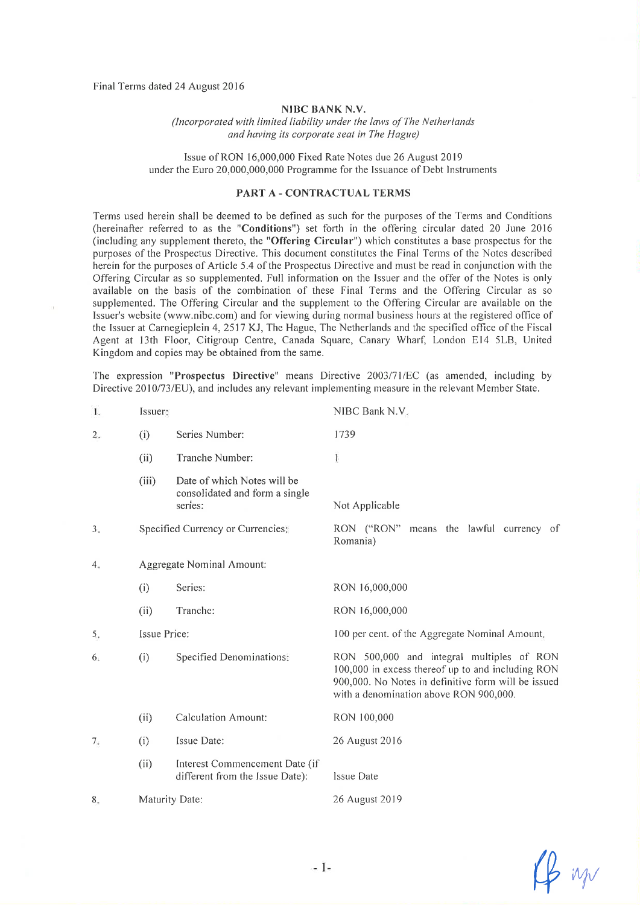Final Terms dated 24 August 2016

**NIBC BANK N.V.**

*(Incorporated with limited liability under the laws of The Netherlands and having its corporate seat in The Hague)*

Issue of RON 16,000,000 Fixed Rate Notes due 26 August 2019
under the Euro 20,000,000,000 Programme for the Issuance of Debt Instruments

## PART A - CONTRACTUAL TERMS

Terms used herein shall be deemed to be defined as such for the purposes of the Terms and Conditions (hereinafter referred to as the "**Conditions**") set forth in the offering circular dated 20 June 2016 (including any supplement thereto, the "**Offering Circular**") which constitutes a base prospectus for the purposes of the Prospectus Directive. This document constitutes the Final Terms of the Notes described herein for the purposes of Article 5.4 of the Prospectus Directive and must be read in conjunction with the Offering Circular as so supplemented. Full information on the Issuer and the offer of the Notes is only available on the basis of the combination of these Final Terms and the Offering Circular as so supplemented. The Offering Circular and the supplement to the Offering Circular are available on the Issuer's website (www.nibc.com) and for viewing during normal business hours at the registered office of the Issuer at Carnegieplein 4, 2517 KJ, The Hague, The Netherlands and the specified office of the Fiscal Agent at 13th Floor, Citigroup Centre, Canada Square, Canary Wharf, London E14 5LB, United Kingdom and copies may be obtained from the same.

The expression "**Prospectus Directive**" means Directive 2003/71/EC (as amended, including by Directive 2010/73/EU), and includes any relevant implementing measure in the relevant Member State.

| | | | |
|---|---|---|---|
| 1. | Issuer: | | NIBC Bank N.V. |
| 2. | (i) | Series Number: | 1739 |
| | (ii) | Tranche Number: | 1 |
| | (iii) | Date of which Notes will be consolidated and form a single series: | Not Applicable |
| 3. | Specified Currency or Currencies: | | RON ("RON" means the lawful currency of Romania) |
| 4. | Aggregate Nominal Amount: | | |
| | (i) | Series: | RON 16,000,000 |
| | (ii) | Tranche: | RON 16,000,000 |
| 5. | Issue Price: | | 100 per cent. of the Aggregate Nominal Amount. |
| 6. | (i) | Specified Denominations: | RON 500,000 and integral multiples of RON 100,000 in excess thereof up to and including RON 900,000. No Notes in definitive form will be issued with a denomination above RON 900,000. |
| | (ii) | Calculation Amount: | RON 100,000 |
| 7. | (i) | Issue Date: | 26 August 2016 |
| | (ii) | Interest Commencement Date (if different from the Issue Date): | Issue Date |
| 8. | Maturity Date: | | 26 August 2019 |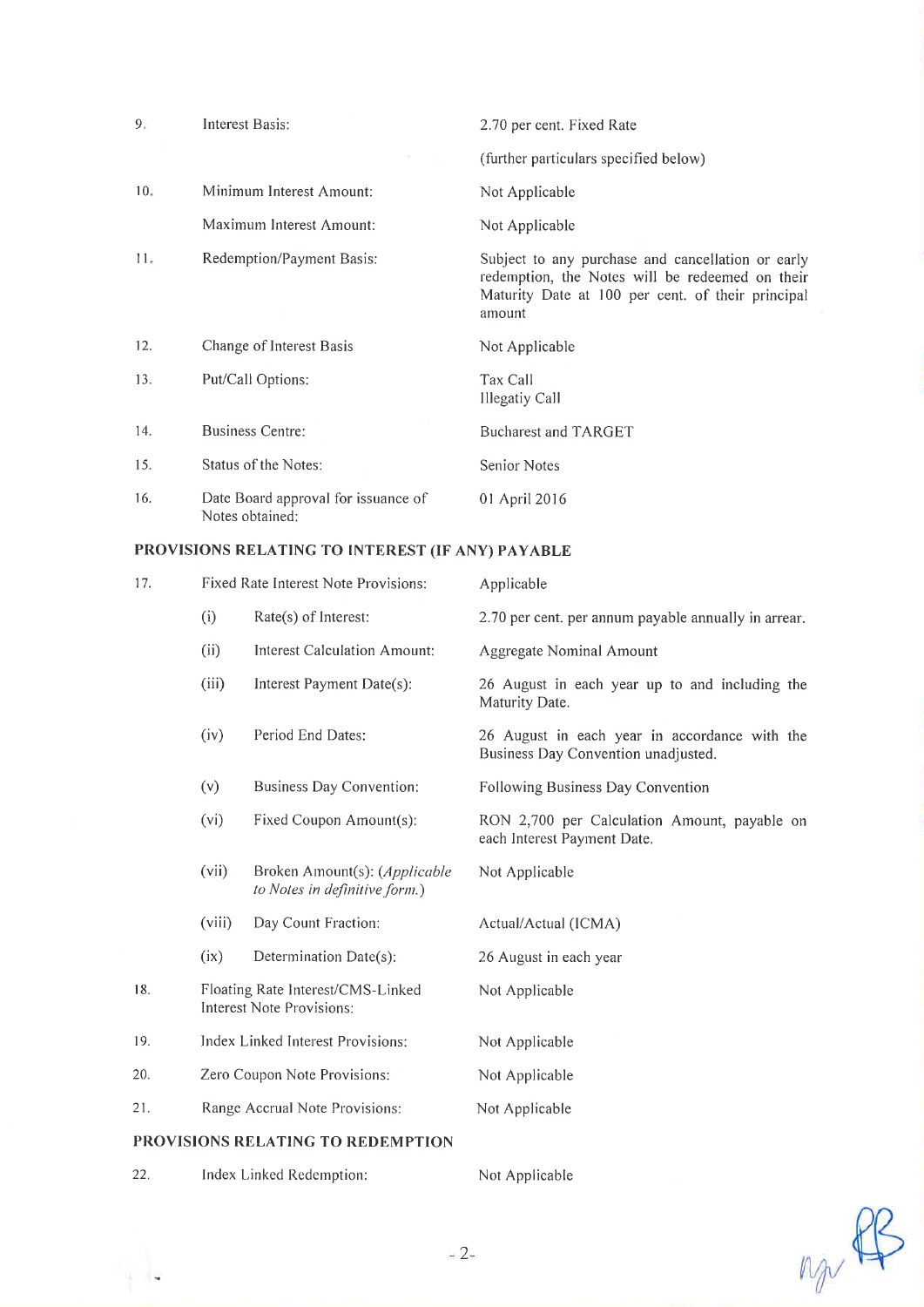| | | |
|---|---|---|
| 9. | Interest Basis: | 2.70 per cent. Fixed Rate<br><br>(further particulars specified below) |
| 10. | Minimum Interest Amount: | Not Applicable |
| | Maximum Interest Amount: | Not Applicable |
| 11. | Redemption/Payment Basis: | Subject to any purchase and cancellation or early redemption, the Notes will be redeemed on their Maturity Date at 100 per cent. of their principal amount |
| 12. | Change of Interest Basis | Not Applicable |
| 13. | Put/Call Options: | Tax Call<br>Illegatiy Call |
| 14. | Business Centre: | Bucharest and TARGET |
| 15. | Status of the Notes: | Senior Notes |
| 16. | Date Board approval for issuance of Notes obtained: | 01 April 2016 |

## PROVISIONS RELATING TO INTEREST (IF ANY) PAYABLE

| | | | |
|---|---|---|---|
| 17. | Fixed Rate Interest Note Provisions: | | Applicable |
| | (i) | Rate(s) of Interest: | 2.70 per cent. per annum payable annually in arrear. |
| | (ii) | Interest Calculation Amount: | Aggregate Nominal Amount |
| | (iii) | Interest Payment Date(s): | 26 August in each year up to and including the Maturity Date. |
| | (iv) | Period End Dates: | 26 August in each year in accordance with the Business Day Convention unadjusted. |
| | (v) | Business Day Convention: | Following Business Day Convention |
| | (vi) | Fixed Coupon Amount(s): | RON 2,700 per Calculation Amount, payable on each Interest Payment Date. |
| | (vii) | Broken Amount(s): *(Applicable to Notes in definitive form.)* | Not Applicable |
| | (viii) | Day Count Fraction: | Actual/Actual (ICMA) |
| | (ix) | Determination Date(s): | 26 August in each year |
| 18. | Floating Rate Interest/CMS-Linked Interest Note Provisions: | | Not Applicable |
| 19. | Index Linked Interest Provisions: | | Not Applicable |
| 20. | Zero Coupon Note Provisions: | | Not Applicable |
| 21. | Range Accrual Note Provisions: | | Not Applicable |

## PROVISIONS RELATING TO REDEMPTION

| | | |
|---|---|---|
| 22. | Index Linked Redemption: | Not Applicable |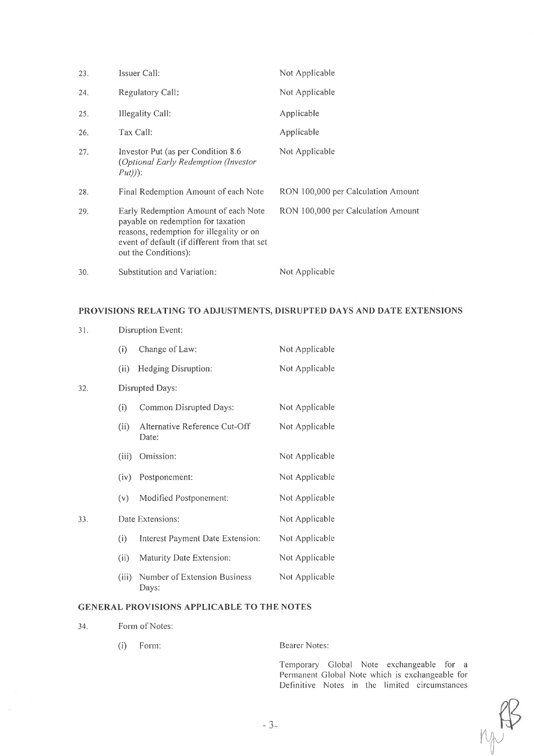| | | |
|---|---|---|
| 23. | Issuer Call: | Not Applicable |
| 24. | Regulatory Call: | Not Applicable |
| 25. | Illegality Call: | Applicable |
| 26. | Tax Call: | Applicable |
| 27. | Investor Put (as per Condition 8.6 (*Optional Early Redemption (Investor Put)*)): | Not Applicable |
| 28. | Final Redemption Amount of each Note | RON 100,000 per Calculation Amount |
| 29. | Early Redemption Amount of each Note payable on redemption for taxation reasons, redemption for illegality or on event of default (if different from that set out the Conditions): | RON 100,000 per Calculation Amount |
| 30. | Substitution and Variation: | Not Applicable |

**PROVISIONS RELATING TO ADJUSTMENTS, DISRUPTED DAYS AND DATE EXTENSIONS**

| | | |
|---|---|---|
| 31. | Disruption Event: | |
| | (i) Change of Law: | Not Applicable |
| | (ii) Hedging Disruption: | Not Applicable |
| 32. | Disrupted Days: | |
| | (i) Common Disrupted Days: | Not Applicable |
| | (ii) Alternative Reference Cut-Off Date: | Not Applicable |
| | (iii) Omission: | Not Applicable |
| | (iv) Postponement: | Not Applicable |
| | (v) Modified Postponement: | Not Applicable |
| 33. | Date Extensions: | Not Applicable |
| | (i) Interest Payment Date Extension: | Not Applicable |
| | (ii) Maturity Date Extension: | Not Applicable |
| | (iii) Number of Extension Business Days: | Not Applicable |

**GENERAL PROVISIONS APPLICABLE TO THE NOTES**

| | | |
|---|---|---|
| 34. | Form of Notes: | |
| | (i) Form: | Bearer Notes:<br><br>Temporary Global Note exchangeable for a Permanent Global Note which is exchangeable for Definitive Notes in the limited circumstances |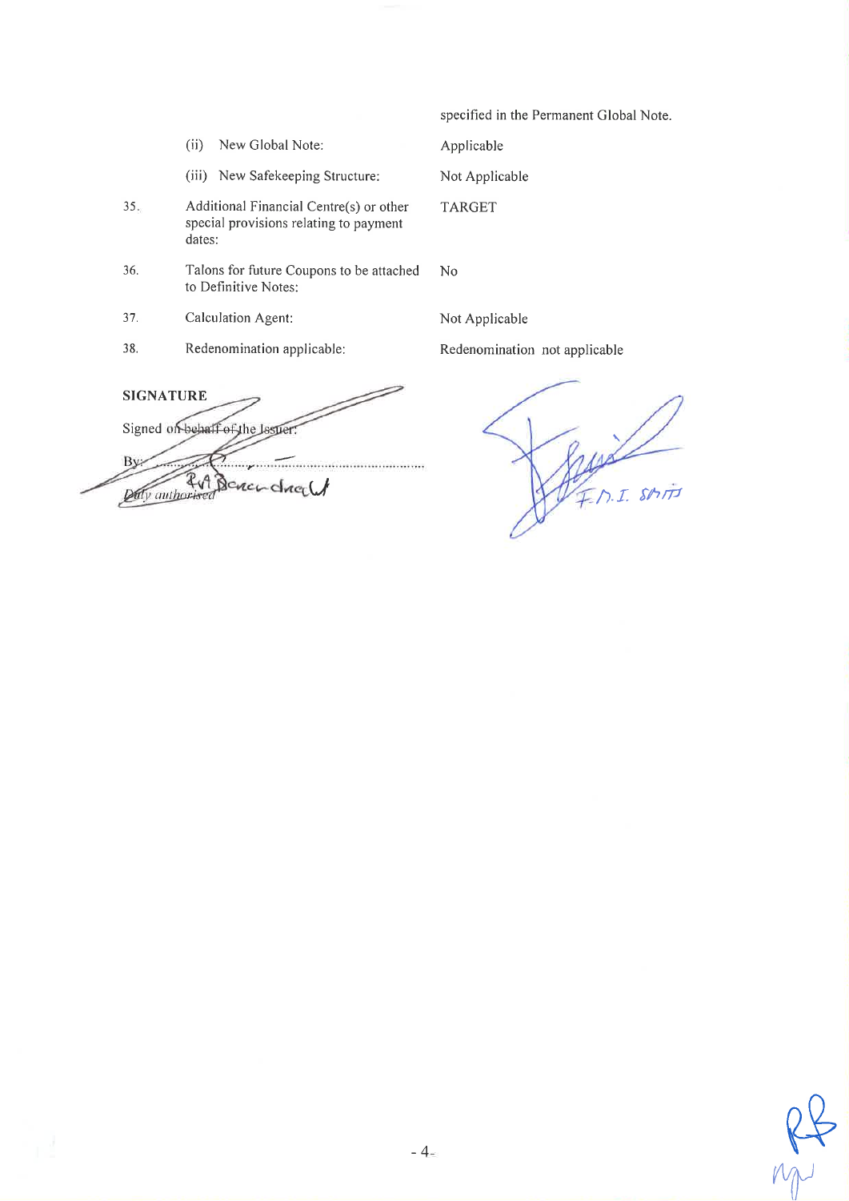| | | |
|---|---|---|
| | | specified in the Permanent Global Note. |
| | (ii) New Global Note: | Applicable |
| | (iii) New Safekeeping Structure: | Not Applicable |
| 35. | Additional Financial Centre(s) or other special provisions relating to payment dates: | TARGET |
| 36. | Talons for future Coupons to be attached to Definitive Notes: | No |
| 37. | Calculation Agent: | Not Applicable |
| 38. | Redenomination applicable: | Redenomination not applicable |

**SIGNATURE**

Signed on behalf of the Issuer:

By: ..........................................................

*Duly authorised*

R.A. Berendrecht

F.M.I. Smits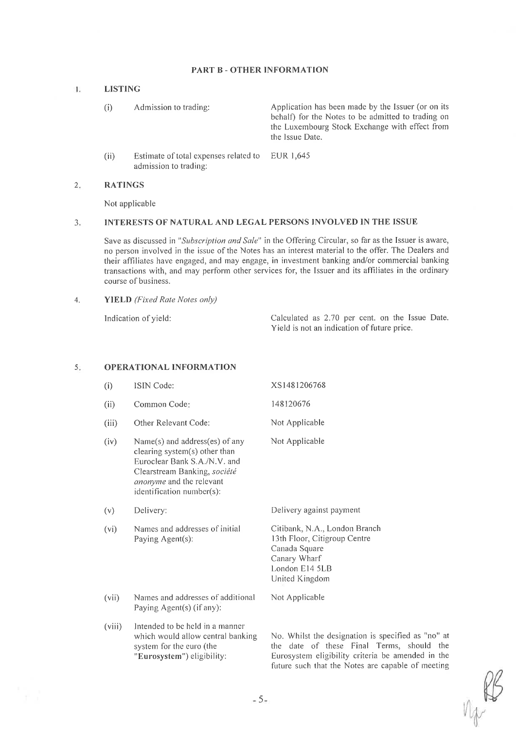## PART B - OTHER INFORMATION

### 1. LISTING

| | | |
|---|---|---|
| (i) | Admission to trading: | Application has been made by the Issuer (or on its behalf) for the Notes to be admitted to trading on the Luxembourg Stock Exchange with effect from the Issue Date. |
| (ii) | Estimate of total expenses related to admission to trading: | EUR 1,645 |

### 2. RATINGS

Not applicable

### 3. INTERESTS OF NATURAL AND LEGAL PERSONS INVOLVED IN THE ISSUE

Save as discussed in "*Subscription and Sale*" in the Offering Circular, so far as the Issuer is aware, no person involved in the issue of the Notes has an interest material to the offer. The Dealers and their affiliates have engaged, and may engage, in investment banking and/or commercial banking transactions with, and may perform other services for, the Issuer and its affiliates in the ordinary course of business.

### 4. YIELD *(Fixed Rate Notes only)*

| | |
|---|---|
| Indication of yield: | Calculated as 2.70 per cent. on the Issue Date. Yield is not an indication of future price. |

### 5. OPERATIONAL INFORMATION

| | | |
|---|---|---|
| (i) | ISIN Code: | XS1481206768 |
| (ii) | Common Code: | 148120676 |
| (iii) | Other Relevant Code: | Not Applicable |
| (iv) | Name(s) and address(es) of any clearing system(s) other than Euroclear Bank S.A./N.V. and Clearstream Banking, *société anonyme* and the relevant identification number(s): | Not Applicable |
| (v) | Delivery: | Delivery against payment |
| (vi) | Names and addresses of initial Paying Agent(s): | Citibank, N.A., London Branch<br>13th Floor, Citigroup Centre<br>Canada Square<br>Canary Wharf<br>London E14 5LB<br>United Kingdom |
| (vii) | Names and addresses of additional Paying Agent(s) (if any): | Not Applicable |
| (viii) | Intended to be held in a manner which would allow central banking system for the euro (the "**Eurosystem**") eligibility: | No. Whilst the designation is specified as "no" at the date of these Final Terms, should the Eurosystem eligibility criteria be amended in the future such that the Notes are capable of meeting |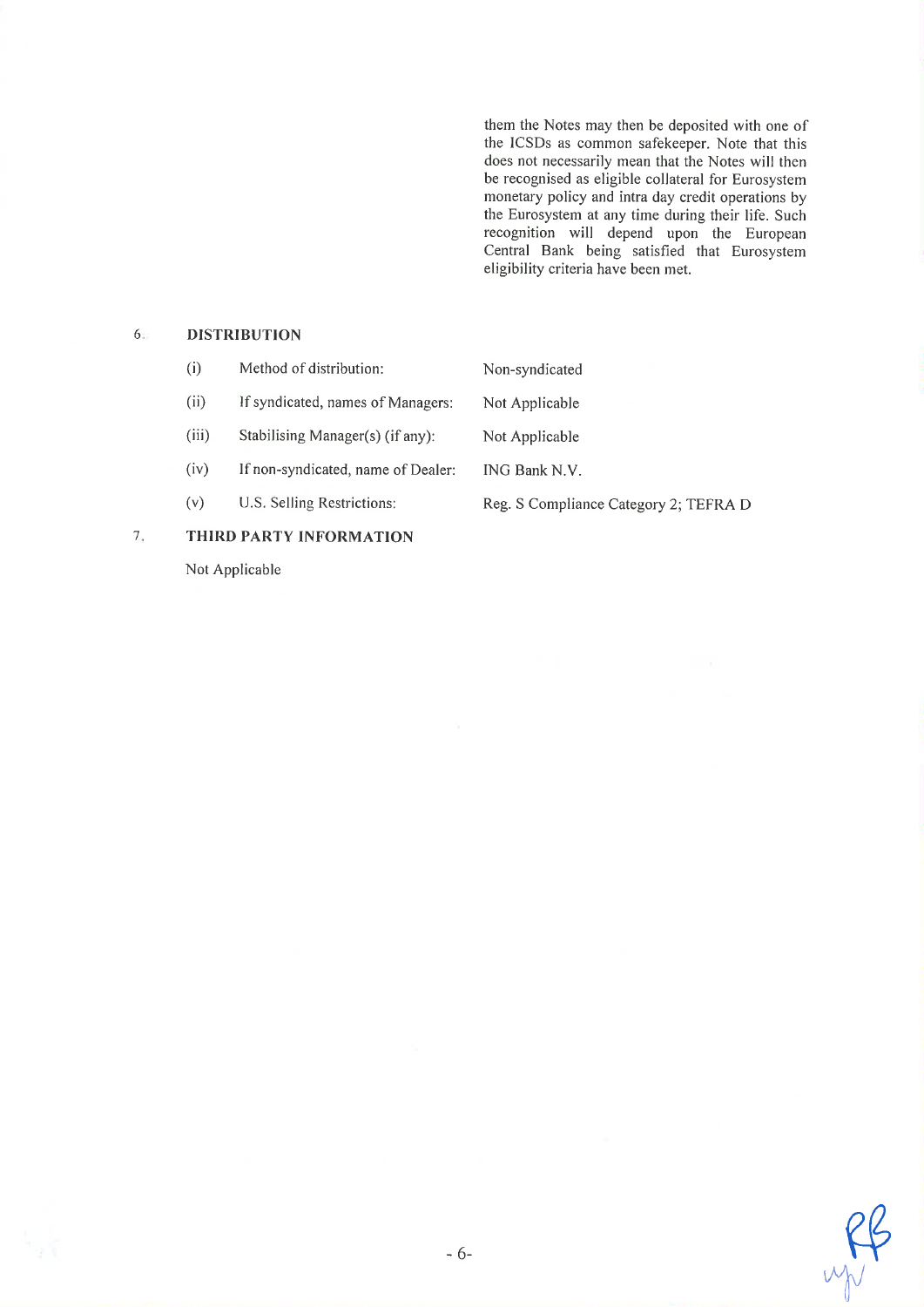them the Notes may then be deposited with one of the ICSDs as common safekeeper. Note that this does not necessarily mean that the Notes will then be recognised as eligible collateral for Eurosystem monetary policy and intra day credit operations by the Eurosystem at any time during their life. Such recognition will depend upon the European Central Bank being satisfied that Eurosystem eligibility criteria have been met.

## 6. DISTRIBUTION

| | | |
|---|---|---|
| (i) | Method of distribution: | Non-syndicated |
| (ii) | If syndicated, names of Managers: | Not Applicable |
| (iii) | Stabilising Manager(s) (if any): | Not Applicable |
| (iv) | If non-syndicated, name of Dealer: | ING Bank N.V. |
| (v) | U.S. Selling Restrictions: | Reg. S Compliance Category 2; TEFRA D |

## 7. THIRD PARTY INFORMATION

Not Applicable